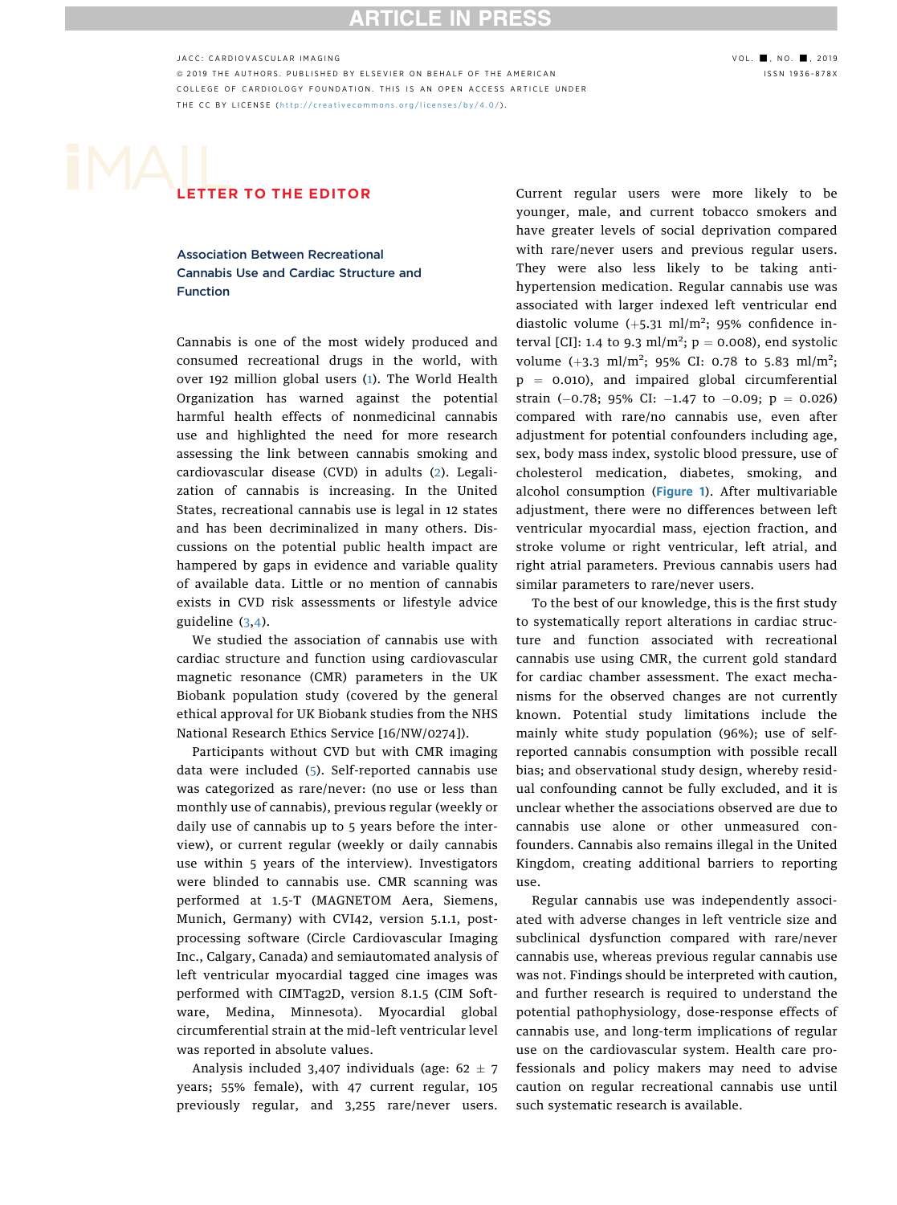## LETTER TO THE EDITOR

### Association Between Recreational Cannabis Use and Cardiac Structure and Function

Cannabis is one of the most widely produced and consumed recreational drugs in the world, with over 192 million global users (1). The World Health Organization has warned against the potential harmful health effects of nonmedicinal cannabis use and highlighted the need for more research assessing the link between cannabis smoking and cardiovascular disease (CVD) in adults (2). Legalization of cannabis is increasing. In the United States, recreational cannabis use is legal in 12 states and has been decriminalized in many others. Discussions on the potential public health impact are hampered by gaps in evidence and variable quality of available data. Little or no mention of cannabis exists in CVD risk assessments or lifestyle advice guideline (3,4).

We studied the association of cannabis use with cardiac structure and function using cardiovascular magnetic resonance (CMR) parameters in the UK Biobank population study (covered by the general ethical approval for UK Biobank studies from the NHS National Research Ethics Service [16/NW/0274]).

Participants without CVD but with CMR imaging data were included (5). Self-reported cannabis use was categorized as rare/never: (no use or less than monthly use of cannabis), previous regular (weekly or daily use of cannabis up to 5 years before the interview), or current regular (weekly or daily cannabis use within 5 years of the interview). Investigators were blinded to cannabis use. CMR scanning was performed at 1.5-T (MAGNETOM Aera, Siemens, Munich, Germany) with CVI42, version 5.1.1, post-processing software (Circle Cardiovascular Imaging Inc., Calgary, Canada) and semiautomated analysis of left ventricular myocardial tagged cine images was performed with CIMTag2D, version 8.1.5 (CIM Software, Medina, Minnesota). Myocardial global circumferential strain at the mid-left ventricular level was reported in absolute values.

Analysis included 3,407 individuals (age: 62 ± 7 years; 55% female), with 47 current regular, 105 previously regular, and 3,255 rare/never users. Current regular users were more likely to be younger, male, and current tobacco smokers and have greater levels of social deprivation compared with rare/never users and previous regular users. They were also less likely to be taking anti-hypertension medication. Regular cannabis use was associated with larger indexed left ventricular end diastolic volume (+5.31 ml/m$^2$; 95% confidence interval [CI]: 1.4 to 9.3 ml/m$^2$; $p = 0.008$), end systolic volume (+3.3 ml/m$^2$; 95% CI: 0.78 to 5.83 ml/m$^2$; $p = 0.010$), and impaired global circumferential strain (−0.78; 95% CI: −1.47 to −0.09; $p = 0.026$) compared with rare/no cannabis use, even after adjustment for potential confounders including age, sex, body mass index, systolic blood pressure, use of cholesterol medication, diabetes, smoking, and alcohol consumption (Figure 1). After multivariable adjustment, there were no differences between left ventricular myocardial mass, ejection fraction, and stroke volume or right ventricular, left atrial, and right atrial parameters. Previous cannabis users had similar parameters to rare/never users.

To the best of our knowledge, this is the first study to systematically report alterations in cardiac structure and function associated with recreational cannabis use using CMR, the current gold standard for cardiac chamber assessment. The exact mechanisms for the observed changes are not currently known. Potential study limitations include the mainly white study population (96%); use of self-reported cannabis consumption with possible recall bias; and observational study design, whereby residual confounding cannot be fully excluded, and it is unclear whether the associations observed are due to cannabis use alone or other unmeasured confounders. Cannabis also remains illegal in the United Kingdom, creating additional barriers to reporting use.

Regular cannabis use was independently associated with adverse changes in left ventricle size and subclinical dysfunction compared with rare/never cannabis use, whereas previous regular cannabis use was not. Findings should be interpreted with caution, and further research is required to understand the potential pathophysiology, dose-response effects of cannabis use, and long-term implications of regular use on the cardiovascular system. Health care professionals and policy makers may need to advise caution on regular recreational cannabis use until such systematic research is available.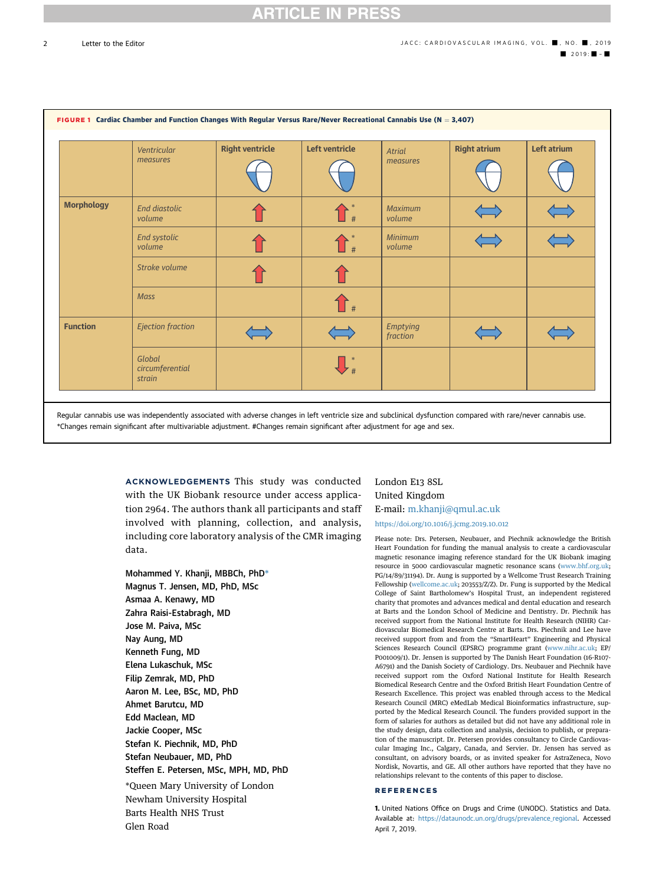**FIGURE 1** **Cardiac Chamber and Function Changes With Regular Versus Rare/Never Recreational Cannabis Use (N = 3,407)**

| | *Ventricular measures* | Right ventricle | Left ventricle | *Atrial measures* | Right atrium | Left atrium |
|---|---|---|---|---|---|---|
| **Morphology** | *End diastolic volume* | ↑ | ↑ *# | *Maximum volume* | ↔ | ↔ |
| | *End systolic volume* | ↑ | ↑ *# | *Minimum volume* | ↔ | ↔ |
| | *Stroke volume* | ↑ | ↑ | | | |
| | *Mass* | | ↑ # | | | |
| **Function** | *Ejection fraction* | ↔ | ↔ | *Emptying fraction* | ↔ | ↔ |
| | *Global circumferential strain* | | ↓ *# | | | |

Regular cannabis use was independently associated with adverse changes in left ventricle size and subclinical dysfunction compared with rare/never cannabis use. *Changes remain significant after multivariable adjustment. #Changes remain significant after adjustment for age and sex.

**ACKNOWLEDGEMENTS** This study was conducted with the UK Biobank resource under access application 2964. The authors thank all participants and staff involved with planning, collection, and analysis, including core laboratory analysis of the CMR imaging data.

**Mohammed Y. Khanji, MBBCh, PhD***
**Magnus T. Jensen, MD, PhD, MSc**
**Asmaa A. Kenawy, MD**
**Zahra Raisi-Estabragh, MD**
**Jose M. Paiva, MSc**
**Nay Aung, MD**
**Kenneth Fung, MD**
**Elena Lukaschuk, MSc**
**Filip Zemrak, MD, PhD**
**Aaron M. Lee, BSc, MD, PhD**
**Ahmet Barutcu, MD**
**Edd Maclean, MD**
**Jackie Cooper, MSc**
**Stefan K. Piechnik, MD, PhD**
**Stefan Neubauer, MD, PhD**
**Steffen E. Petersen, MSc, MPH, MD, PhD**

*Queen Mary University of London
Newham University Hospital
Barts Health NHS Trust
Glen Road
London E13 8SL
United Kingdom
E-mail: m.khanji@qmul.ac.uk

https://doi.org/10.1016/j.jcmg.2019.10.012

Please note: Drs. Petersen, Neubauer, and Piechnik acknowledge the British Heart Foundation for funding the manual analysis to create a cardiovascular magnetic resonance imaging reference standard for the UK Biobank imaging resource in 5000 cardiovascular magnetic resonance scans (www.bhf.org.uk; PG/14/89/31194). Dr. Aung is supported by a Wellcome Trust Research Training Fellowship (wellcome.ac.uk; 203553/Z/Z). Dr. Fung is supported by the Medical College of Saint Bartholomew's Hospital Trust, an independent registered charity that promotes and advances medical and dental education and research at Barts and the London School of Medicine and Dentistry. Dr. Piechnik has received support from the National Institute for Health Research (NIHR) Cardiovascular Biomedical Research Centre at Barts. Drs. Piechnik and Lee have received support from and from the "SmartHeart" Engineering and Physical Sciences Research Council (EPSRC) programme grant (www.nihr.ac.uk; EP/P001009/1). Dr. Jensen is supported by The Danish Heart Foundation (16-R107-A6791) and the Danish Society of Cardiology. Drs. Neubauer and Piechnik have received support rom the Oxford National Institute for Health Research Biomedical Research Centre and the Oxford British Heart Foundation Centre of Research Excellence. This project was enabled through access to the Medical Research Council (MRC) eMedLab Medical Bioinformatics infrastructure, supported by the Medical Research Council. The funders provided support in the form of salaries for authors as detailed but did not have any additional role in the study design, data collection and analysis, decision to publish, or preparation of the manuscript. Dr. Petersen provides consultancy to Circle Cardiovascular Imaging Inc., Calgary, Canada, and Servier. Dr. Jensen has served as consultant, on advisory boards, or as invited speaker for AstraZeneca, Novo Nordisk, Novartis, and GE. All other authors have reported that they have no relationships relevant to the contents of this paper to disclose.

## REFERENCES

**1.** United Nations Office on Drugs and Crime (UNODC). Statistics and Data. Available at: https://dataunodc.un.org/drugs/prevalence_regional. Accessed April 7, 2019.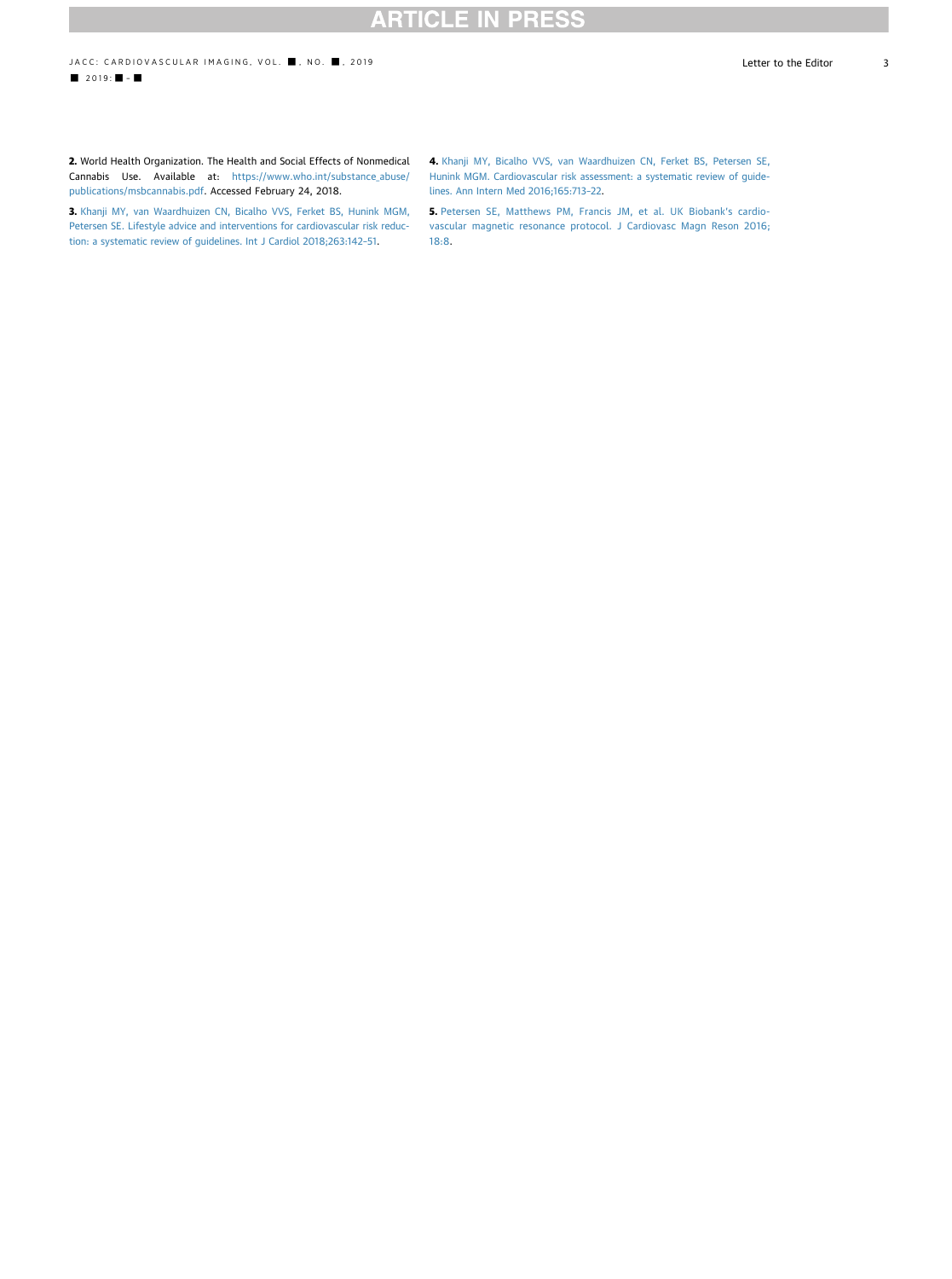**2.** World Health Organization. The Health and Social Effects of Nonmedical Cannabis Use. Available at: https://www.who.int/substance_abuse/publications/msbcannabis.pdf. Accessed February 24, 2018.

**3.** Khanji MY, van Waardhuizen CN, Bicalho VVS, Ferket BS, Hunink MGM, Petersen SE. Lifestyle advice and interventions for cardiovascular risk reduction: a systematic review of guidelines. Int J Cardiol 2018;263:142–51.

**4.** Khanji MY, Bicalho VVS, van Waardhuizen CN, Ferket BS, Petersen SE, Hunink MGM. Cardiovascular risk assessment: a systematic review of guidelines. Ann Intern Med 2016;165:713–22.

**5.** Petersen SE, Matthews PM, Francis JM, et al. UK Biobank's cardiovascular magnetic resonance protocol. J Cardiovasc Magn Reson 2016;18:8.